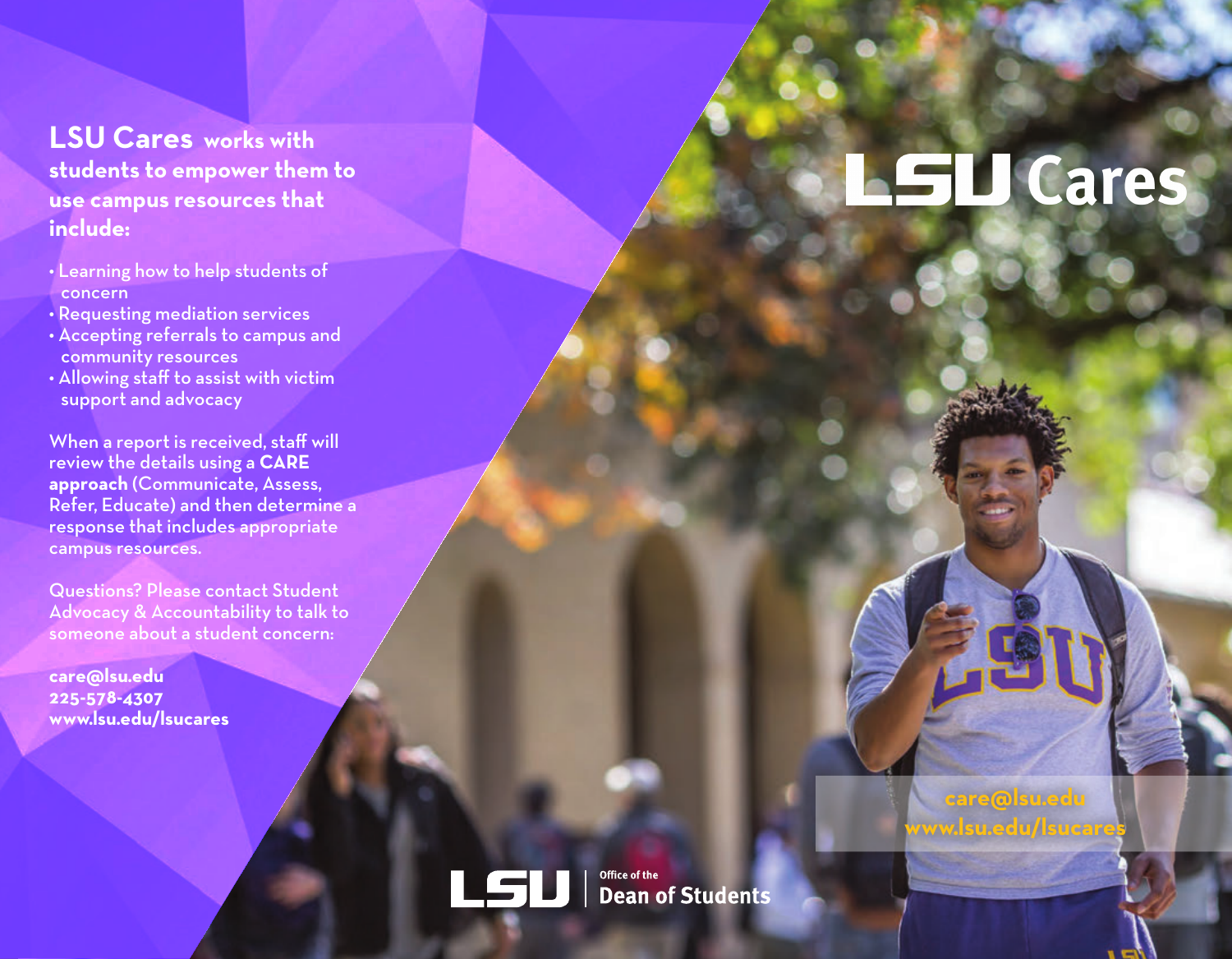# LSU Cares

**LSU Cares works with students to empower them to use campus resources that include:**

- Learning how to help students of concern
- Requesting mediation services
- Accepting referrals to campus and community resources
- Allowing staff to assist with victim support and advocacy

When a report is received, staff will review the details using a **CARE approach** (Communicate, Assess, Refer, Educate) and then determine a response that includes appropriate campus resources.

Questions? Please contact Student Advocacy & Accountability to talk to someone about a student concern:

**care@lsu.edu**
**225-578-4307**
**www.lsu.edu/lsucares**

**care@lsu.edu**
**www.lsu.edu/lsucares**

LSU | Office of the Dean of Students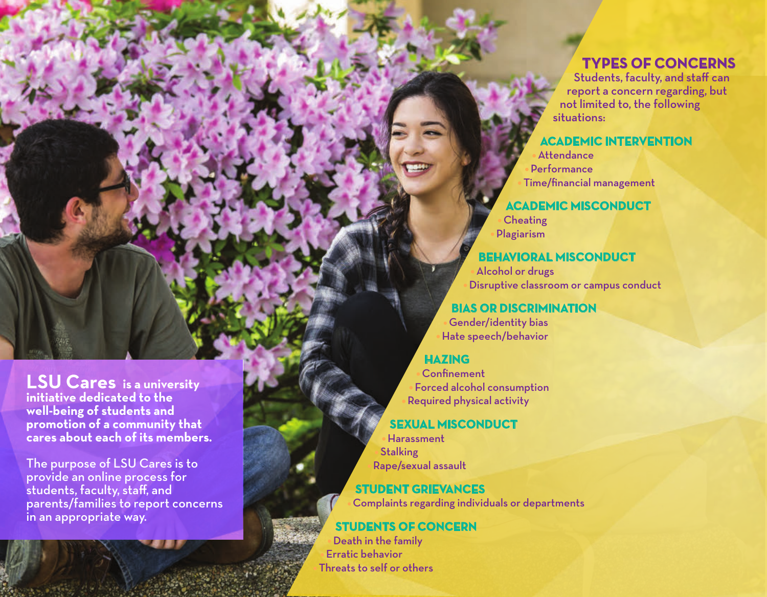**LSU Cares is a university initiative dedicated to the well-being of students and promotion of a community that cares about each of its members.**

The purpose of LSU Cares is to provide an online process for students, faculty, staff, and parents/families to report concerns in an appropriate way.

# TYPES OF CONCERNS

Students, faculty, and staff can report a concern regarding, but not limited to, the following situations:

## ACADEMIC INTERVENTION

- Attendance
- Performance
- Time/financial management

## ACADEMIC MISCONDUCT

- Cheating
- Plagiarism

## BEHAVIORAL MISCONDUCT

- Alcohol or drugs
- Disruptive classroom or campus conduct

## BIAS OR DISCRIMINATION

- Gender/identity bias
- Hate speech/behavior

## HAZING

- Confinement
- Forced alcohol consumption
- Required physical activity

## SEXUAL MISCONDUCT

- Harassment
- Stalking
- Rape/sexual assault

## STUDENT GRIEVANCES

- Complaints regarding individuals or departments

## STUDENTS OF CONCERN

- Death in the family
- Erratic behavior
- Threats to self or others